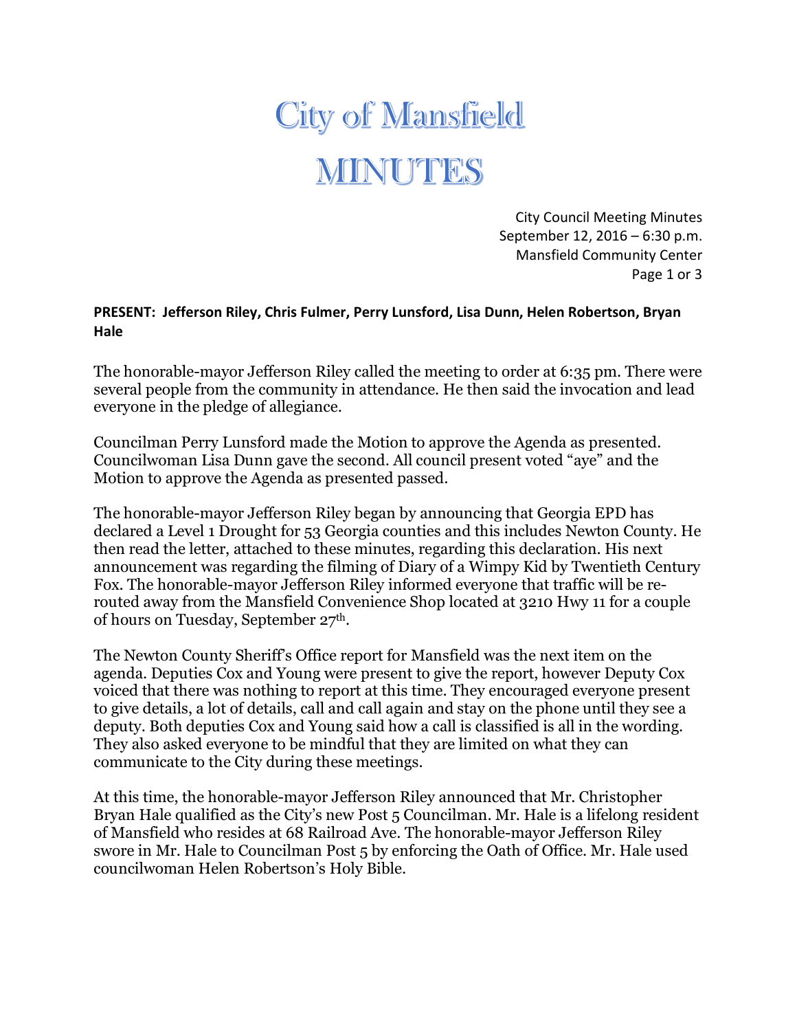# City of Mansfield

# MINUTES

City Council Meeting Minutes
September 12, 2016 – 6:30 p.m.
Mansfield Community Center

**PRESENT: Jefferson Riley, Chris Fulmer, Perry Lunsford, Lisa Dunn, Helen Robertson, Bryan Hale**

The honorable-mayor Jefferson Riley called the meeting to order at 6:35 pm. There were several people from the community in attendance. He then said the invocation and lead everyone in the pledge of allegiance.

Councilman Perry Lunsford made the Motion to approve the Agenda as presented. Councilwoman Lisa Dunn gave the second. All council present voted "aye" and the Motion to approve the Agenda as presented passed.

The honorable-mayor Jefferson Riley began by announcing that Georgia EPD has declared a Level 1 Drought for 53 Georgia counties and this includes Newton County. He then read the letter, attached to these minutes, regarding this declaration. His next announcement was regarding the filming of Diary of a Wimpy Kid by Twentieth Century Fox. The honorable-mayor Jefferson Riley informed everyone that traffic will be re-routed away from the Mansfield Convenience Shop located at 3210 Hwy 11 for a couple of hours on Tuesday, September 27th.

The Newton County Sheriff's Office report for Mansfield was the next item on the agenda. Deputies Cox and Young were present to give the report, however Deputy Cox voiced that there was nothing to report at this time. They encouraged everyone present to give details, a lot of details, call and call again and stay on the phone until they see a deputy. Both deputies Cox and Young said how a call is classified is all in the wording. They also asked everyone to be mindful that they are limited on what they can communicate to the City during these meetings.

At this time, the honorable-mayor Jefferson Riley announced that Mr. Christopher Bryan Hale qualified as the City's new Post 5 Councilman. Mr. Hale is a lifelong resident of Mansfield who resides at 68 Railroad Ave. The honorable-mayor Jefferson Riley swore in Mr. Hale to Councilman Post 5 by enforcing the Oath of Office. Mr. Hale used councilwoman Helen Robertson's Holy Bible.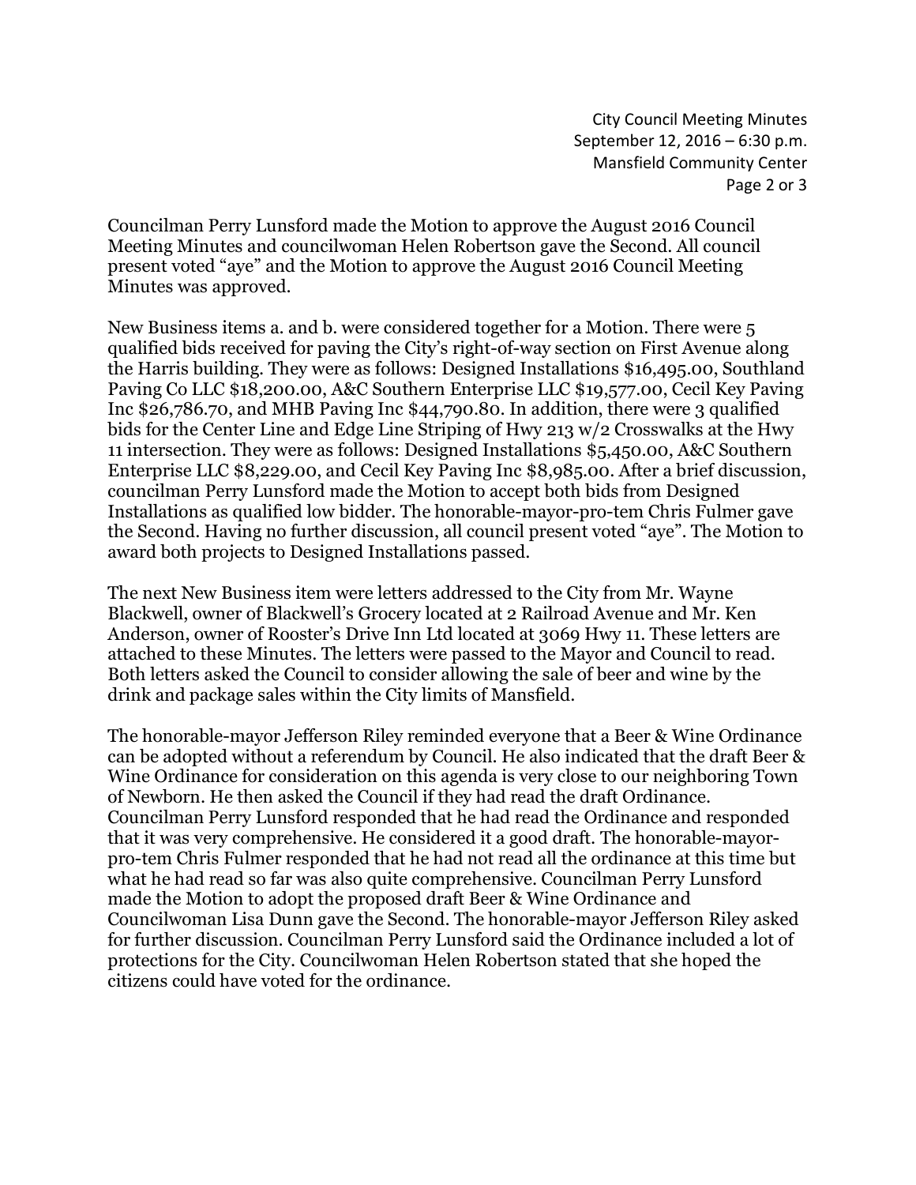Councilman Perry Lunsford made the Motion to approve the August 2016 Council Meeting Minutes and councilwoman Helen Robertson gave the Second. All council present voted "aye" and the Motion to approve the August 2016 Council Meeting Minutes was approved.

New Business items a. and b. were considered together for a Motion. There were 5 qualified bids received for paving the City's right-of-way section on First Avenue along the Harris building. They were as follows: Designed Installations $16,495.00, Southland Paving Co LLC $18,200.00, A&C Southern Enterprise LLC $19,577.00, Cecil Key Paving Inc $26,786.70, and MHB Paving Inc $44,790.80. In addition, there were 3 qualified bids for the Center Line and Edge Line Striping of Hwy 213 w/2 Crosswalks at the Hwy 11 intersection. They were as follows: Designed Installations $5,450.00, A&C Southern Enterprise LLC $8,229.00, and Cecil Key Paving Inc $8,985.00. After a brief discussion, councilman Perry Lunsford made the Motion to accept both bids from Designed Installations as qualified low bidder. The honorable-mayor-pro-tem Chris Fulmer gave the Second. Having no further discussion, all council present voted "aye". The Motion to award both projects to Designed Installations passed.

The next New Business item were letters addressed to the City from Mr. Wayne Blackwell, owner of Blackwell's Grocery located at 2 Railroad Avenue and Mr. Ken Anderson, owner of Rooster's Drive Inn Ltd located at 3069 Hwy 11. These letters are attached to these Minutes. The letters were passed to the Mayor and Council to read. Both letters asked the Council to consider allowing the sale of beer and wine by the drink and package sales within the City limits of Mansfield.

The honorable-mayor Jefferson Riley reminded everyone that a Beer & Wine Ordinance can be adopted without a referendum by Council. He also indicated that the draft Beer & Wine Ordinance for consideration on this agenda is very close to our neighboring Town of Newborn. He then asked the Council if they had read the draft Ordinance. Councilman Perry Lunsford responded that he had read the Ordinance and responded that it was very comprehensive. He considered it a good draft. The honorable-mayor-pro-tem Chris Fulmer responded that he had not read all the ordinance at this time but what he had read so far was also quite comprehensive. Councilman Perry Lunsford made the Motion to adopt the proposed draft Beer & Wine Ordinance and Councilwoman Lisa Dunn gave the Second. The honorable-mayor Jefferson Riley asked for further discussion. Councilman Perry Lunsford said the Ordinance included a lot of protections for the City. Councilwoman Helen Robertson stated that she hoped the citizens could have voted for the ordinance.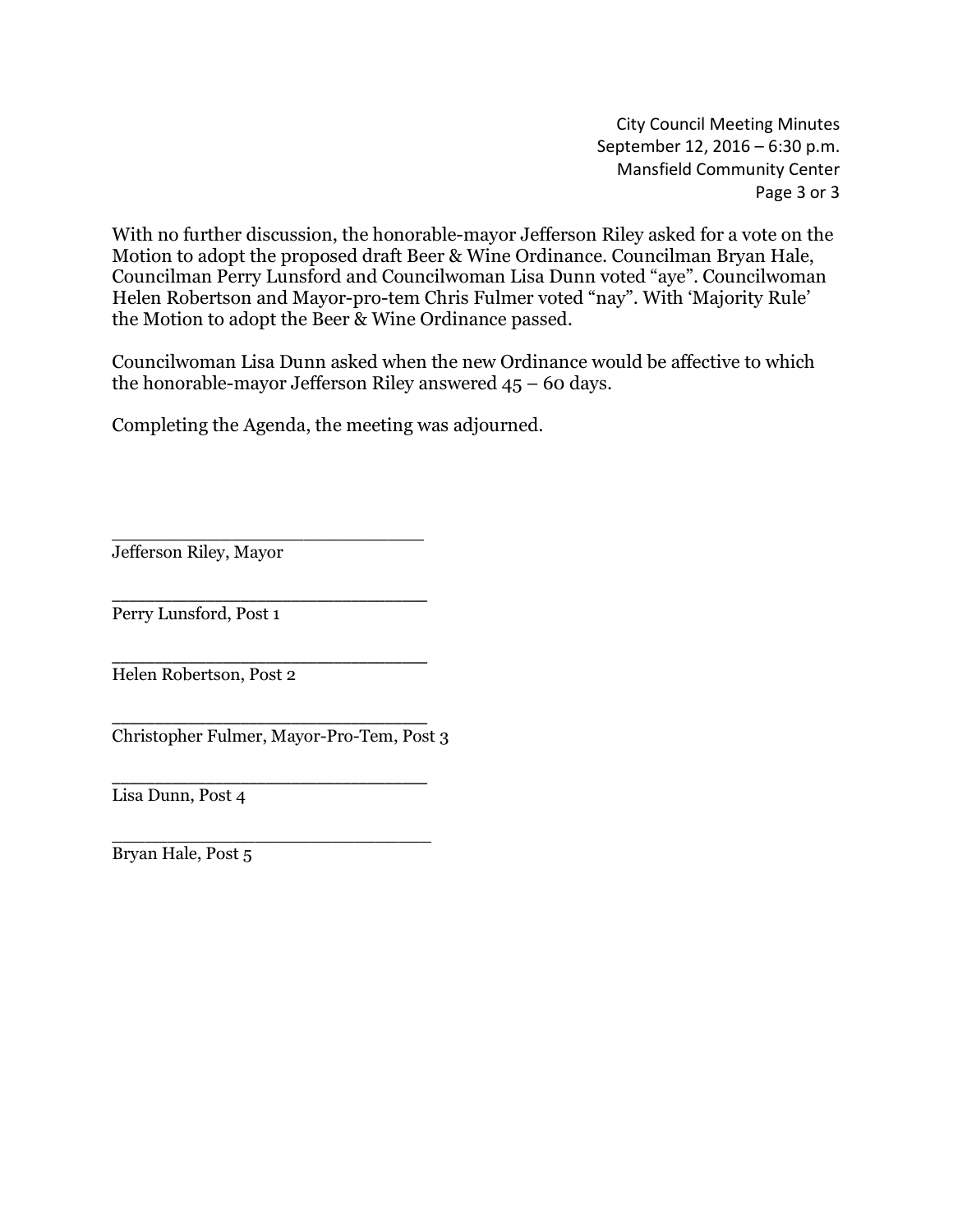With no further discussion, the honorable-mayor Jefferson Riley asked for a vote on the Motion to adopt the proposed draft Beer & Wine Ordinance. Councilman Bryan Hale, Councilman Perry Lunsford and Councilwoman Lisa Dunn voted "aye". Councilwoman Helen Robertson and Mayor-pro-tem Chris Fulmer voted "nay". With 'Majority Rule' the Motion to adopt the Beer & Wine Ordinance passed.

Councilwoman Lisa Dunn asked when the new Ordinance would be affective to which the honorable-mayor Jefferson Riley answered 45 – 60 days.

Completing the Agenda, the meeting was adjourned.

______________________________
Jefferson Riley, Mayor

______________________________
Perry Lunsford, Post 1

______________________________
Helen Robertson, Post 2

______________________________
Christopher Fulmer, Mayor-Pro-Tem, Post 3

______________________________
Lisa Dunn, Post 4

______________________________
Bryan Hale, Post 5